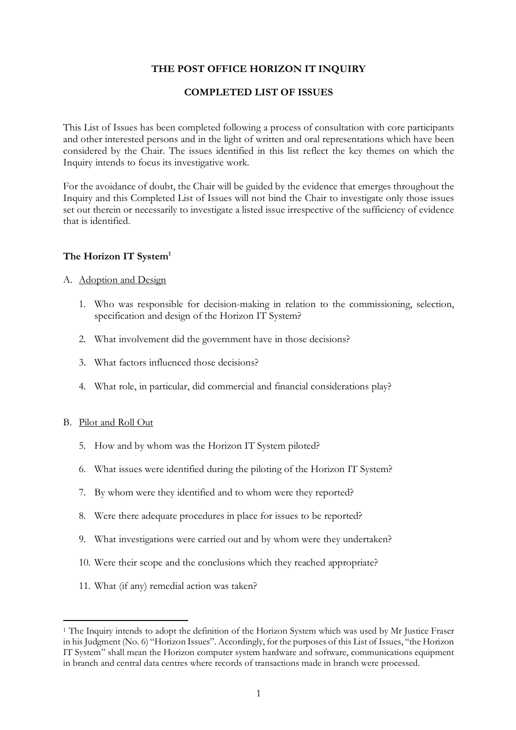# THE POST OFFICE HORIZON IT INQUIRY

## COMPLETED LIST OF ISSUES

This List of Issues has been completed following a process of consultation with core participants and other interested persons and in the light of written and oral representations which have been considered by the Chair. The issues identified in this list reflect the key themes on which the Inquiry intends to focus its investigative work.

For the avoidance of doubt, the Chair will be guided by the evidence that emerges throughout the Inquiry and this Completed List of Issues will not bind the Chair to investigate only those issues set out therein or necessarily to investigate a listed issue irrespective of the sufficiency of evidence that is identified.

### The Horizon IT System[1]

A. Adoption and Design

1. Who was responsible for decision-making in relation to the commissioning, selection, specification and design of the Horizon IT System?
2. What involvement did the government have in those decisions?
3. What factors influenced those decisions?
4. What role, in particular, did commercial and financial considerations play?

B. Pilot and Roll Out

5. How and by whom was the Horizon IT System piloted?
6. What issues were identified during the piloting of the Horizon IT System?
7. By whom were they identified and to whom were they reported?
8. Were there adequate procedures in place for issues to be reported?
9. What investigations were carried out and by whom were they undertaken?
10. Were their scope and the conclusions which they reached appropriate?
11. What (if any) remedial action was taken?

---

[1] The Inquiry intends to adopt the definition of the Horizon System which was used by Mr Justice Fraser in his Judgment (No. 6) "Horizon Issues". Accordingly, for the purposes of this List of Issues, "the Horizon IT System" shall mean the Horizon computer system hardware and software, communications equipment in branch and central data centres where records of transactions made in branch were processed.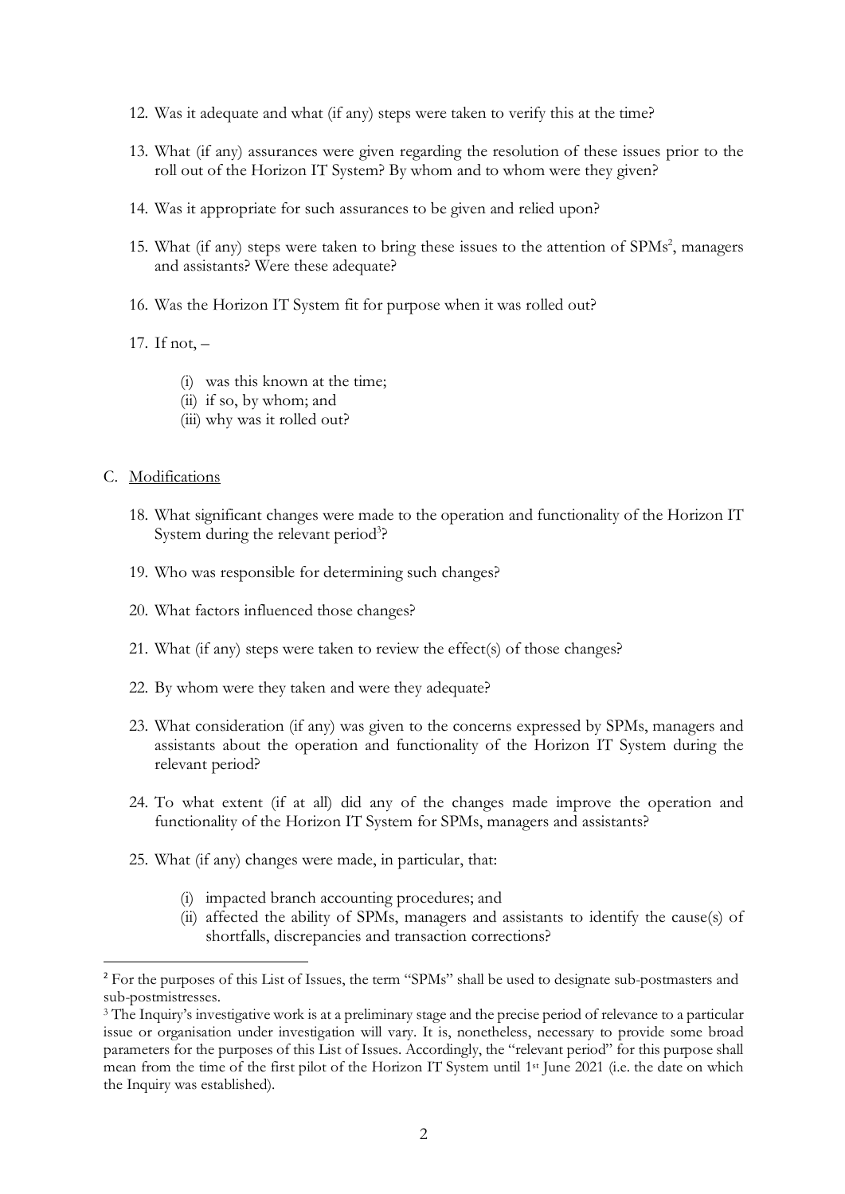12. Was it adequate and what (if any) steps were taken to verify this at the time?

13. What (if any) assurances were given regarding the resolution of these issues prior to the roll out of the Horizon IT System? By whom and to whom were they given?

14. Was it appropriate for such assurances to be given and relied upon?

15. What (if any) steps were taken to bring these issues to the attention of SPMs[2], managers and assistants? Were these adequate?

16. Was the Horizon IT System fit for purpose when it was rolled out?

17. If not, –

    (i) was this known at the time;
    (ii) if so, by whom; and
    (iii) why was it rolled out?

C. Modifications

18. What significant changes were made to the operation and functionality of the Horizon IT System during the relevant period[3]?

19. Who was responsible for determining such changes?

20. What factors influenced those changes?

21. What (if any) steps were taken to review the effect(s) of those changes?

22. By whom were they taken and were they adequate?

23. What consideration (if any) was given to the concerns expressed by SPMs, managers and assistants about the operation and functionality of the Horizon IT System during the relevant period?

24. To what extent (if at all) did any of the changes made improve the operation and functionality of the Horizon IT System for SPMs, managers and assistants?

25. What (if any) changes were made, in particular, that:

    (i) impacted branch accounting procedures; and
    (ii) affected the ability of SPMs, managers and assistants to identify the cause(s) of shortfalls, discrepancies and transaction corrections?

---

[2] For the purposes of this List of Issues, the term "SPMs" shall be used to designate sub-postmasters and sub-postmistresses.

[3] The Inquiry's investigative work is at a preliminary stage and the precise period of relevance to a particular issue or organisation under investigation will vary. It is, nonetheless, necessary to provide some broad parameters for the purposes of this List of Issues. Accordingly, the "relevant period" for this purpose shall mean from the time of the first pilot of the Horizon IT System until 1st June 2021 (i.e. the date on which the Inquiry was established).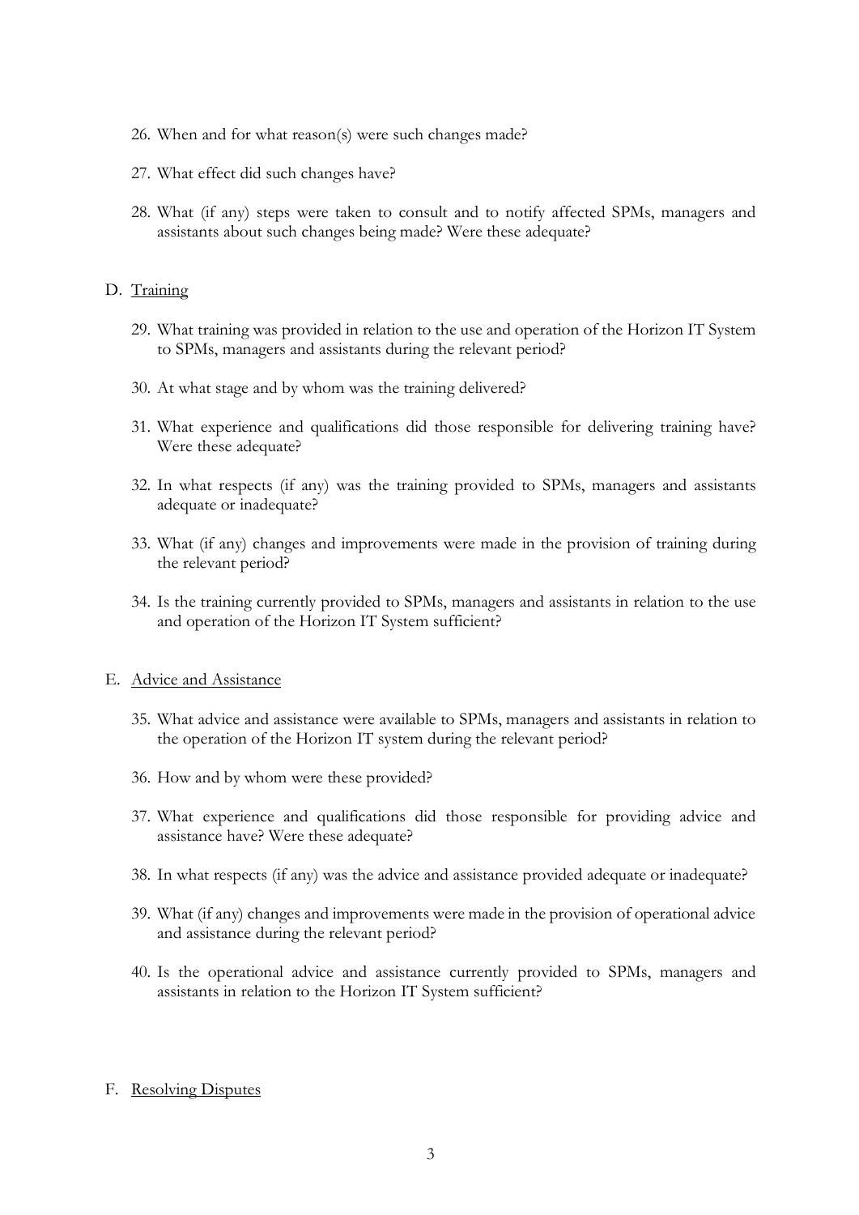26. When and for what reason(s) were such changes made?

27. What effect did such changes have?

28. What (if any) steps were taken to consult and to notify affected SPMs, managers and assistants about such changes being made? Were these adequate?

D. Training

29. What training was provided in relation to the use and operation of the Horizon IT System to SPMs, managers and assistants during the relevant period?

30. At what stage and by whom was the training delivered?

31. What experience and qualifications did those responsible for delivering training have? Were these adequate?

32. In what respects (if any) was the training provided to SPMs, managers and assistants adequate or inadequate?

33. What (if any) changes and improvements were made in the provision of training during the relevant period?

34. Is the training currently provided to SPMs, managers and assistants in relation to the use and operation of the Horizon IT System sufficient?

E. Advice and Assistance

35. What advice and assistance were available to SPMs, managers and assistants in relation to the operation of the Horizon IT system during the relevant period?

36. How and by whom were these provided?

37. What experience and qualifications did those responsible for providing advice and assistance have? Were these adequate?

38. In what respects (if any) was the advice and assistance provided adequate or inadequate?

39. What (if any) changes and improvements were made in the provision of operational advice and assistance during the relevant period?

40. Is the operational advice and assistance currently provided to SPMs, managers and assistants in relation to the Horizon IT System sufficient?

F. Resolving Disputes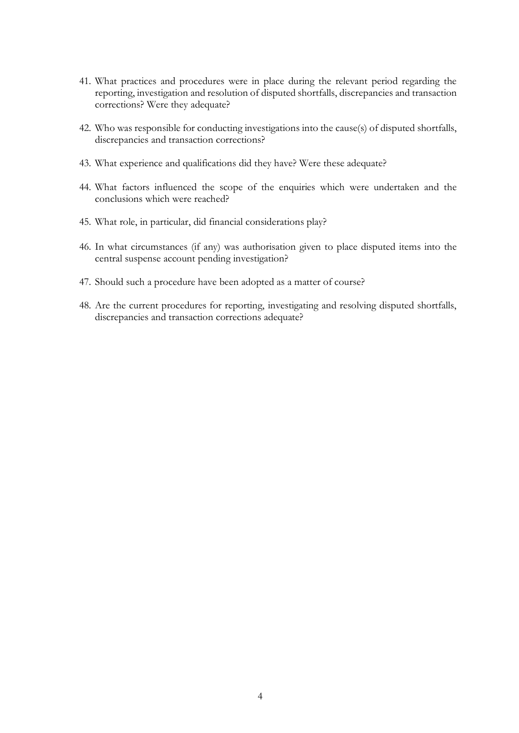41. What practices and procedures were in place during the relevant period regarding the reporting, investigation and resolution of disputed shortfalls, discrepancies and transaction corrections? Were they adequate?

42. Who was responsible for conducting investigations into the cause(s) of disputed shortfalls, discrepancies and transaction corrections?

43. What experience and qualifications did they have? Were these adequate?

44. What factors influenced the scope of the enquiries which were undertaken and the conclusions which were reached?

45. What role, in particular, did financial considerations play?

46. In what circumstances (if any) was authorisation given to place disputed items into the central suspense account pending investigation?

47. Should such a procedure have been adopted as a matter of course?

48. Are the current procedures for reporting, investigating and resolving disputed shortfalls, discrepancies and transaction corrections adequate?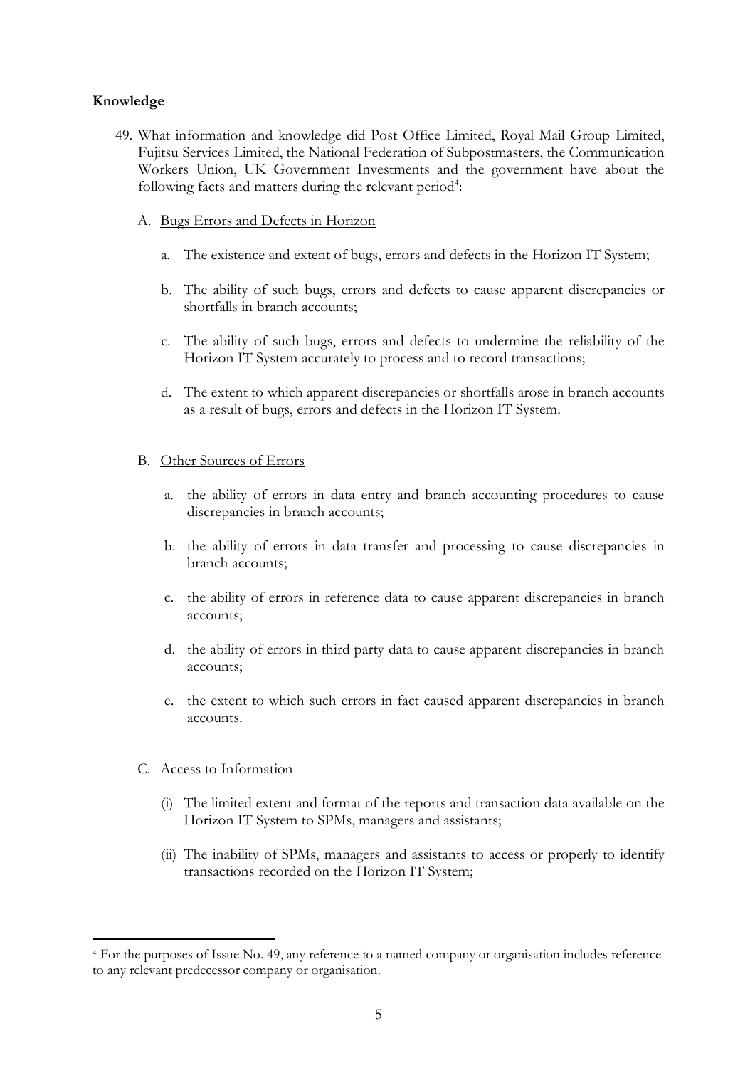**Knowledge**

49. What information and knowledge did Post Office Limited, Royal Mail Group Limited, Fujitsu Services Limited, the National Federation of Subpostmasters, the Communication Workers Union, UK Government Investments and the government have about the following facts and matters during the relevant period[4]:

   A. Bugs Errors and Defects in Horizon

      a. The existence and extent of bugs, errors and defects in the Horizon IT System;

      b. The ability of such bugs, errors and defects to cause apparent discrepancies or shortfalls in branch accounts;

      c. The ability of such bugs, errors and defects to undermine the reliability of the Horizon IT System accurately to process and to record transactions;

      d. The extent to which apparent discrepancies or shortfalls arose in branch accounts as a result of bugs, errors and defects in the Horizon IT System.

   B. Other Sources of Errors

      a. the ability of errors in data entry and branch accounting procedures to cause discrepancies in branch accounts;

      b. the ability of errors in data transfer and processing to cause discrepancies in branch accounts;

      c. the ability of errors in reference data to cause apparent discrepancies in branch accounts;

      d. the ability of errors in third party data to cause apparent discrepancies in branch accounts;

      e. the extent to which such errors in fact caused apparent discrepancies in branch accounts.

   C. Access to Information

      (i) The limited extent and format of the reports and transaction data available on the Horizon IT System to SPMs, managers and assistants;

      (ii) The inability of SPMs, managers and assistants to access or properly to identify transactions recorded on the Horizon IT System;

---

[4] For the purposes of Issue No. 49, any reference to a named company or organisation includes reference to any relevant predecessor company or organisation.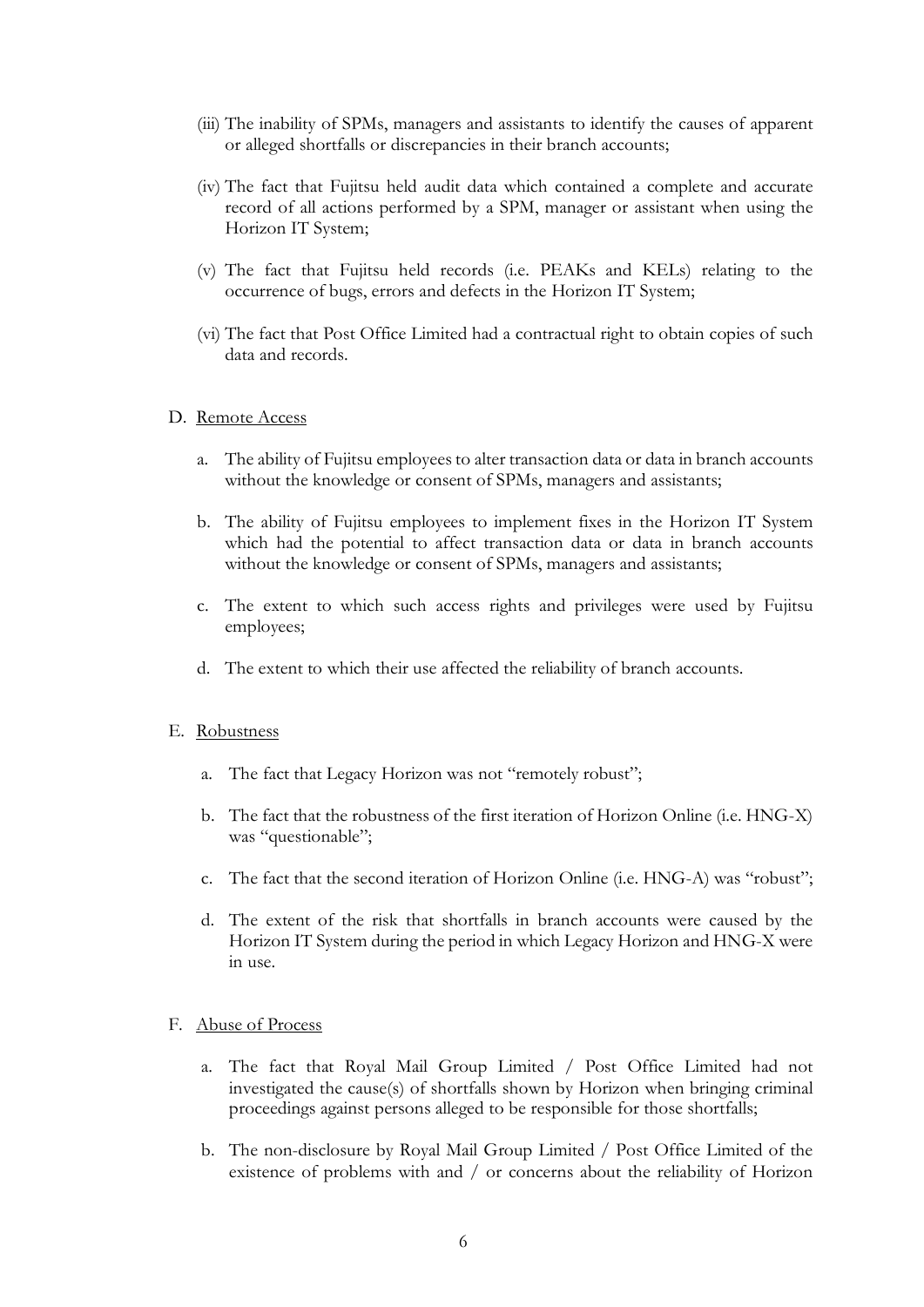(iii) The inability of SPMs, managers and assistants to identify the causes of apparent or alleged shortfalls or discrepancies in their branch accounts;

(iv) The fact that Fujitsu held audit data which contained a complete and accurate record of all actions performed by a SPM, manager or assistant when using the Horizon IT System;

(v) The fact that Fujitsu held records (i.e. PEAKs and KELs) relating to the occurrence of bugs, errors and defects in the Horizon IT System;

(vi) The fact that Post Office Limited had a contractual right to obtain copies of such data and records.

D. Remote Access

a. The ability of Fujitsu employees to alter transaction data or data in branch accounts without the knowledge or consent of SPMs, managers and assistants;

b. The ability of Fujitsu employees to implement fixes in the Horizon IT System which had the potential to affect transaction data or data in branch accounts without the knowledge or consent of SPMs, managers and assistants;

c. The extent to which such access rights and privileges were used by Fujitsu employees;

d. The extent to which their use affected the reliability of branch accounts.

E. Robustness

a. The fact that Legacy Horizon was not "remotely robust";

b. The fact that the robustness of the first iteration of Horizon Online (i.e. HNG-X) was "questionable";

c. The fact that the second iteration of Horizon Online (i.e. HNG-A) was "robust";

d. The extent of the risk that shortfalls in branch accounts were caused by the Horizon IT System during the period in which Legacy Horizon and HNG-X were in use.

F. Abuse of Process

a. The fact that Royal Mail Group Limited / Post Office Limited had not investigated the cause(s) of shortfalls shown by Horizon when bringing criminal proceedings against persons alleged to be responsible for those shortfalls;

b. The non-disclosure by Royal Mail Group Limited / Post Office Limited of the existence of problems with and / or concerns about the reliability of Horizon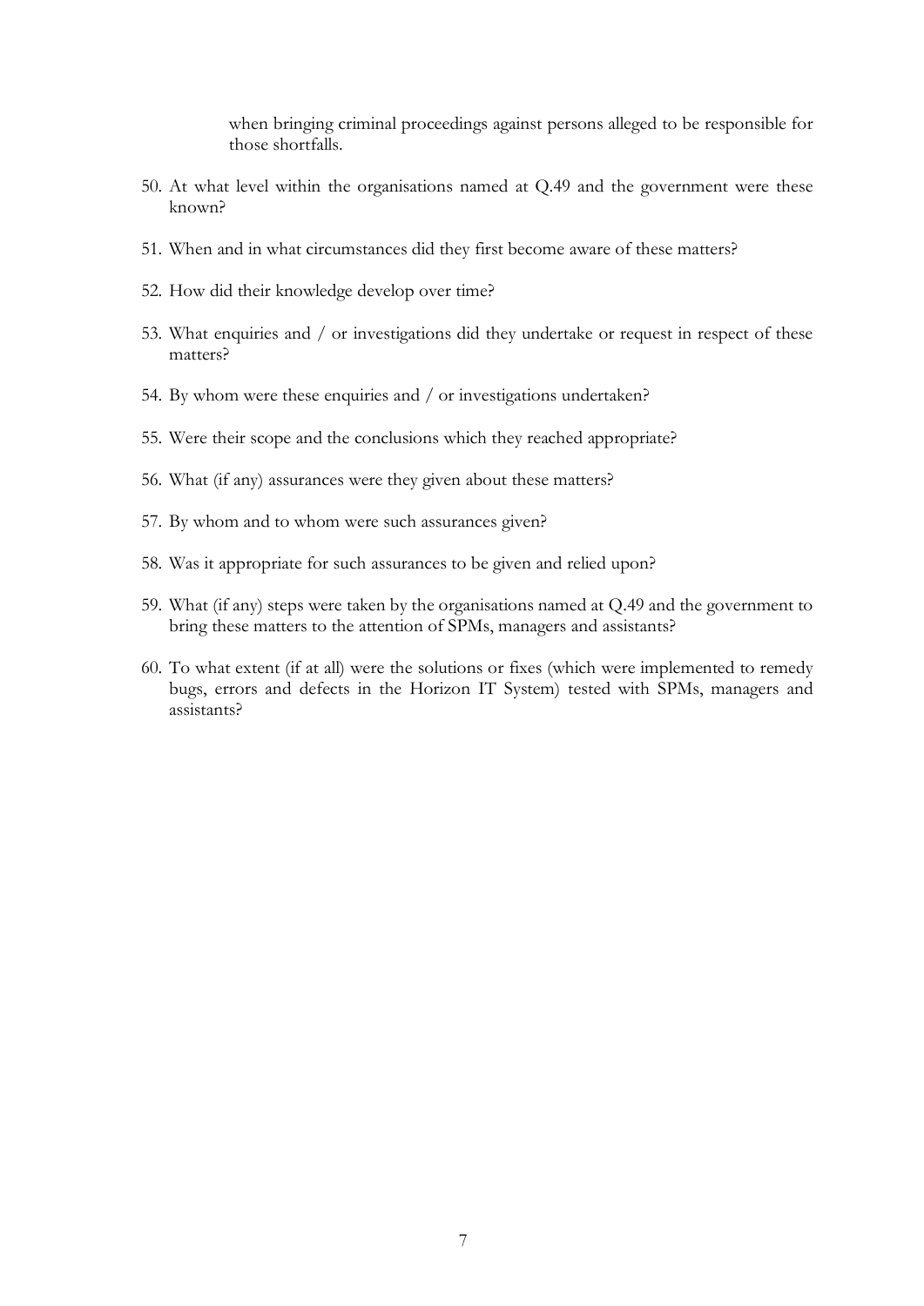when bringing criminal proceedings against persons alleged to be responsible for those shortfalls.

50. At what level within the organisations named at Q.49 and the government were these known?

51. When and in what circumstances did they first become aware of these matters?

52. How did their knowledge develop over time?

53. What enquiries and / or investigations did they undertake or request in respect of these matters?

54. By whom were these enquiries and / or investigations undertaken?

55. Were their scope and the conclusions which they reached appropriate?

56. What (if any) assurances were they given about these matters?

57. By whom and to whom were such assurances given?

58. Was it appropriate for such assurances to be given and relied upon?

59. What (if any) steps were taken by the organisations named at Q.49 and the government to bring these matters to the attention of SPMs, managers and assistants?

60. To what extent (if at all) were the solutions or fixes (which were implemented to remedy bugs, errors and defects in the Horizon IT System) tested with SPMs, managers and assistants?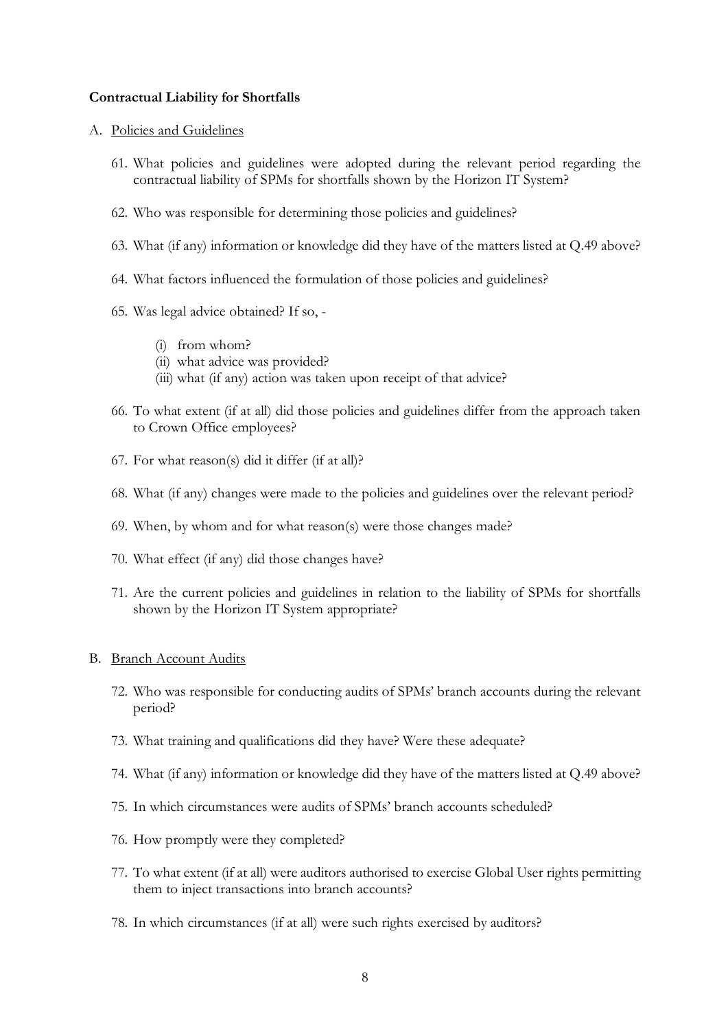**Contractual Liability for Shortfalls**

A. Policies and Guidelines

61. What policies and guidelines were adopted during the relevant period regarding the contractual liability of SPMs for shortfalls shown by the Horizon IT System?

62. Who was responsible for determining those policies and guidelines?

63. What (if any) information or knowledge did they have of the matters listed at Q.49 above?

64. What factors influenced the formulation of those policies and guidelines?

65. Was legal advice obtained? If so, -

    (i) from whom?
    (ii) what advice was provided?
    (iii) what (if any) action was taken upon receipt of that advice?

66. To what extent (if at all) did those policies and guidelines differ from the approach taken to Crown Office employees?

67. For what reason(s) did it differ (if at all)?

68. What (if any) changes were made to the policies and guidelines over the relevant period?

69. When, by whom and for what reason(s) were those changes made?

70. What effect (if any) did those changes have?

71. Are the current policies and guidelines in relation to the liability of SPMs for shortfalls shown by the Horizon IT System appropriate?

B. Branch Account Audits

72. Who was responsible for conducting audits of SPMs' branch accounts during the relevant period?

73. What training and qualifications did they have? Were these adequate?

74. What (if any) information or knowledge did they have of the matters listed at Q.49 above?

75. In which circumstances were audits of SPMs' branch accounts scheduled?

76. How promptly were they completed?

77. To what extent (if at all) were auditors authorised to exercise Global User rights permitting them to inject transactions into branch accounts?

78. In which circumstances (if at all) were such rights exercised by auditors?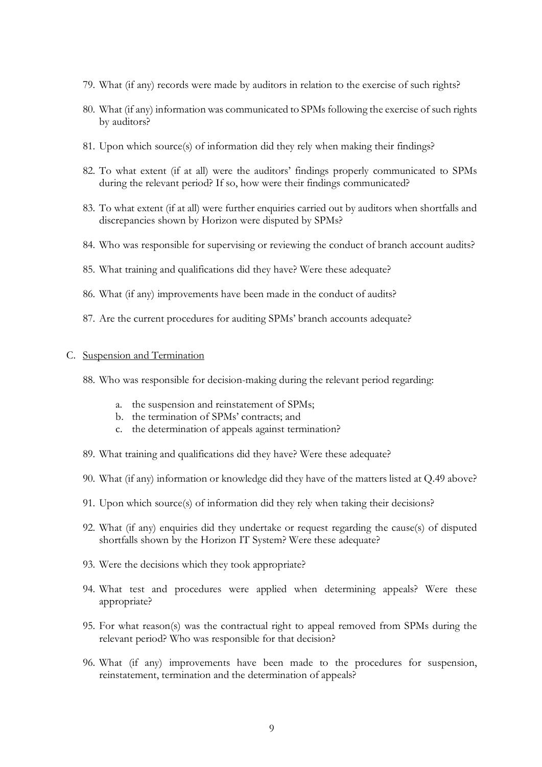79. What (if any) records were made by auditors in relation to the exercise of such rights?

80. What (if any) information was communicated to SPMs following the exercise of such rights by auditors?

81. Upon which source(s) of information did they rely when making their findings?

82. To what extent (if at all) were the auditors' findings properly communicated to SPMs during the relevant period? If so, how were their findings communicated?

83. To what extent (if at all) were further enquiries carried out by auditors when shortfalls and discrepancies shown by Horizon were disputed by SPMs?

84. Who was responsible for supervising or reviewing the conduct of branch account audits?

85. What training and qualifications did they have? Were these adequate?

86. What (if any) improvements have been made in the conduct of audits?

87. Are the current procedures for auditing SPMs' branch accounts adequate?

C. Suspension and Termination

88. Who was responsible for decision-making during the relevant period regarding:

    a. the suspension and reinstatement of SPMs;
    b. the termination of SPMs' contracts; and
    c. the determination of appeals against termination?

89. What training and qualifications did they have? Were these adequate?

90. What (if any) information or knowledge did they have of the matters listed at Q.49 above?

91. Upon which source(s) of information did they rely when taking their decisions?

92. What (if any) enquiries did they undertake or request regarding the cause(s) of disputed shortfalls shown by the Horizon IT System? Were these adequate?

93. Were the decisions which they took appropriate?

94. What test and procedures were applied when determining appeals? Were these appropriate?

95. For what reason(s) was the contractual right to appeal removed from SPMs during the relevant period? Who was responsible for that decision?

96. What (if any) improvements have been made to the procedures for suspension, reinstatement, termination and the determination of appeals?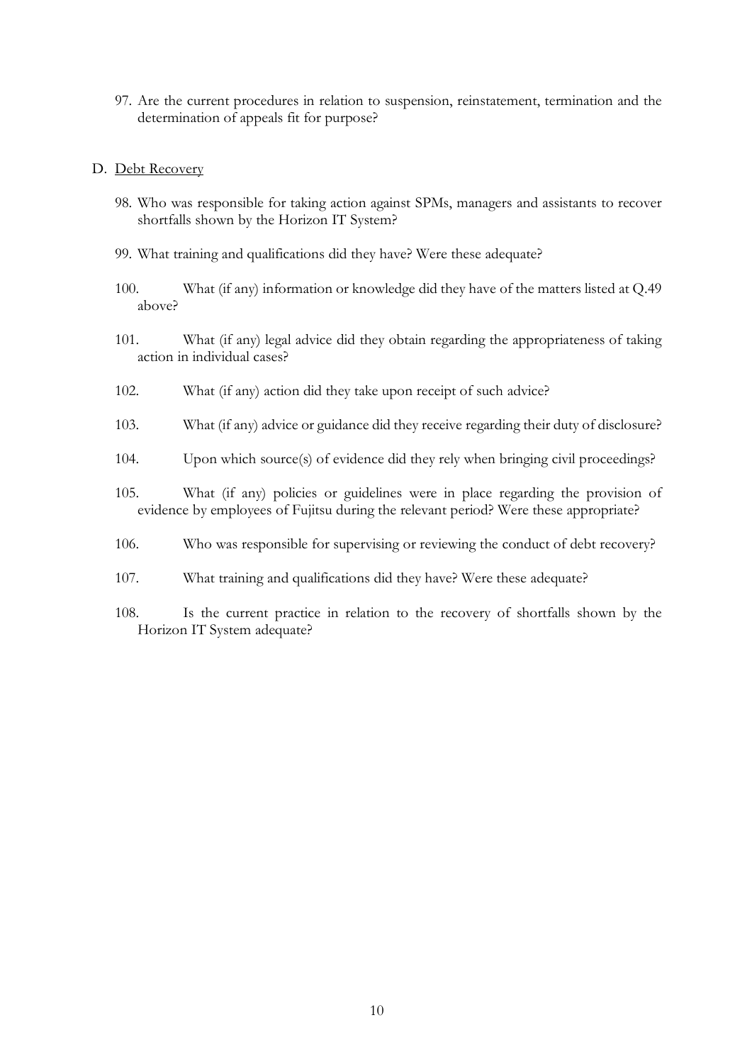97. Are the current procedures in relation to suspension, reinstatement, termination and the determination of appeals fit for purpose?

D. Debt Recovery

98. Who was responsible for taking action against SPMs, managers and assistants to recover shortfalls shown by the Horizon IT System?

99. What training and qualifications did they have? Were these adequate?

100. What (if any) information or knowledge did they have of the matters listed at Q.49 above?

101. What (if any) legal advice did they obtain regarding the appropriateness of taking action in individual cases?

102. What (if any) action did they take upon receipt of such advice?

103. What (if any) advice or guidance did they receive regarding their duty of disclosure?

104. Upon which source(s) of evidence did they rely when bringing civil proceedings?

105. What (if any) policies or guidelines were in place regarding the provision of evidence by employees of Fujitsu during the relevant period? Were these appropriate?

106. Who was responsible for supervising or reviewing the conduct of debt recovery?

107. What training and qualifications did they have? Were these adequate?

108. Is the current practice in relation to the recovery of shortfalls shown by the Horizon IT System adequate?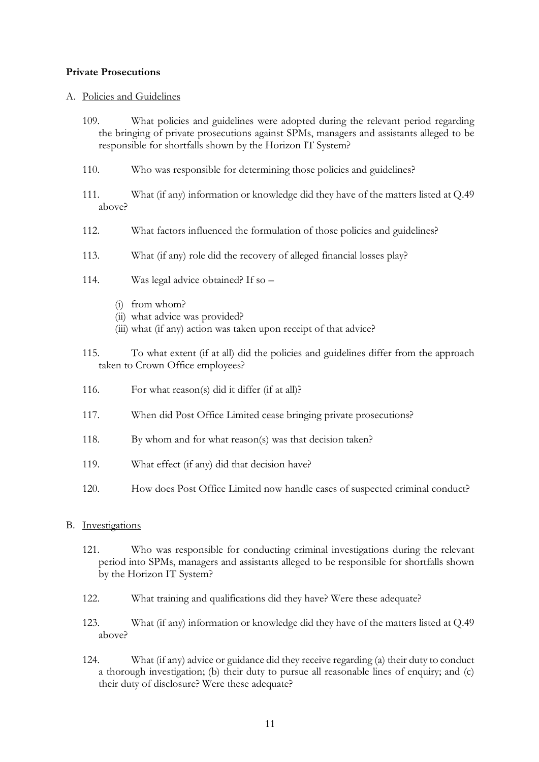**Private Prosecutions**

A. Policies and Guidelines

109. What policies and guidelines were adopted during the relevant period regarding the bringing of private prosecutions against SPMs, managers and assistants alleged to be responsible for shortfalls shown by the Horizon IT System?

110. Who was responsible for determining those policies and guidelines?

111. What (if any) information or knowledge did they have of the matters listed at Q.49 above?

112. What factors influenced the formulation of those policies and guidelines?

113. What (if any) role did the recovery of alleged financial losses play?

114. Was legal advice obtained? If so –

   (i) from whom?
   (ii) what advice was provided?
   (iii) what (if any) action was taken upon receipt of that advice?

115. To what extent (if at all) did the policies and guidelines differ from the approach taken to Crown Office employees?

116. For what reason(s) did it differ (if at all)?

117. When did Post Office Limited cease bringing private prosecutions?

118. By whom and for what reason(s) was that decision taken?

119. What effect (if any) did that decision have?

120. How does Post Office Limited now handle cases of suspected criminal conduct?

B. Investigations

121. Who was responsible for conducting criminal investigations during the relevant period into SPMs, managers and assistants alleged to be responsible for shortfalls shown by the Horizon IT System?

122. What training and qualifications did they have? Were these adequate?

123. What (if any) information or knowledge did they have of the matters listed at Q.49 above?

124. What (if any) advice or guidance did they receive regarding (a) their duty to conduct a thorough investigation; (b) their duty to pursue all reasonable lines of enquiry; and (c) their duty of disclosure? Were these adequate?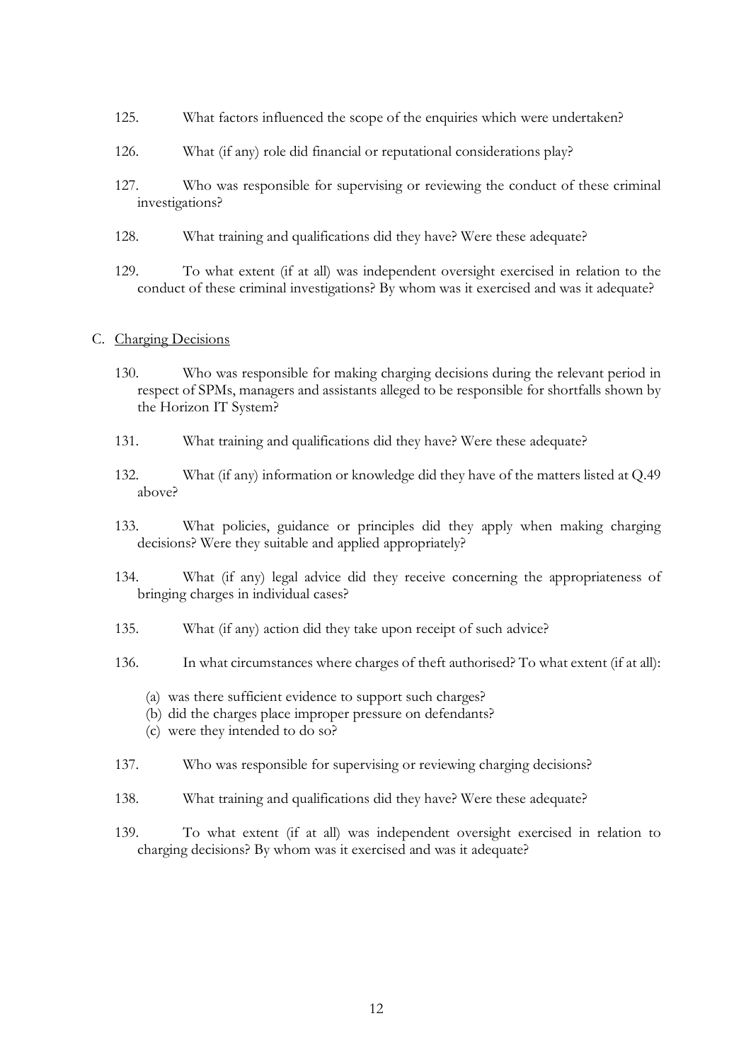125. What factors influenced the scope of the enquiries which were undertaken?

126. What (if any) role did financial or reputational considerations play?

127. Who was responsible for supervising or reviewing the conduct of these criminal investigations?

128. What training and qualifications did they have? Were these adequate?

129. To what extent (if at all) was independent oversight exercised in relation to the conduct of these criminal investigations? By whom was it exercised and was it adequate?

C. Charging Decisions

130. Who was responsible for making charging decisions during the relevant period in respect of SPMs, managers and assistants alleged to be responsible for shortfalls shown by the Horizon IT System?

131. What training and qualifications did they have? Were these adequate?

132. What (if any) information or knowledge did they have of the matters listed at Q.49 above?

133. What policies, guidance or principles did they apply when making charging decisions? Were they suitable and applied appropriately?

134. What (if any) legal advice did they receive concerning the appropriateness of bringing charges in individual cases?

135. What (if any) action did they take upon receipt of such advice?

136. In what circumstances where charges of theft authorised? To what extent (if at all):

(a) was there sufficient evidence to support such charges?
(b) did the charges place improper pressure on defendants?
(c) were they intended to do so?

137. Who was responsible for supervising or reviewing charging decisions?

138. What training and qualifications did they have? Were these adequate?

139. To what extent (if at all) was independent oversight exercised in relation to charging decisions? By whom was it exercised and was it adequate?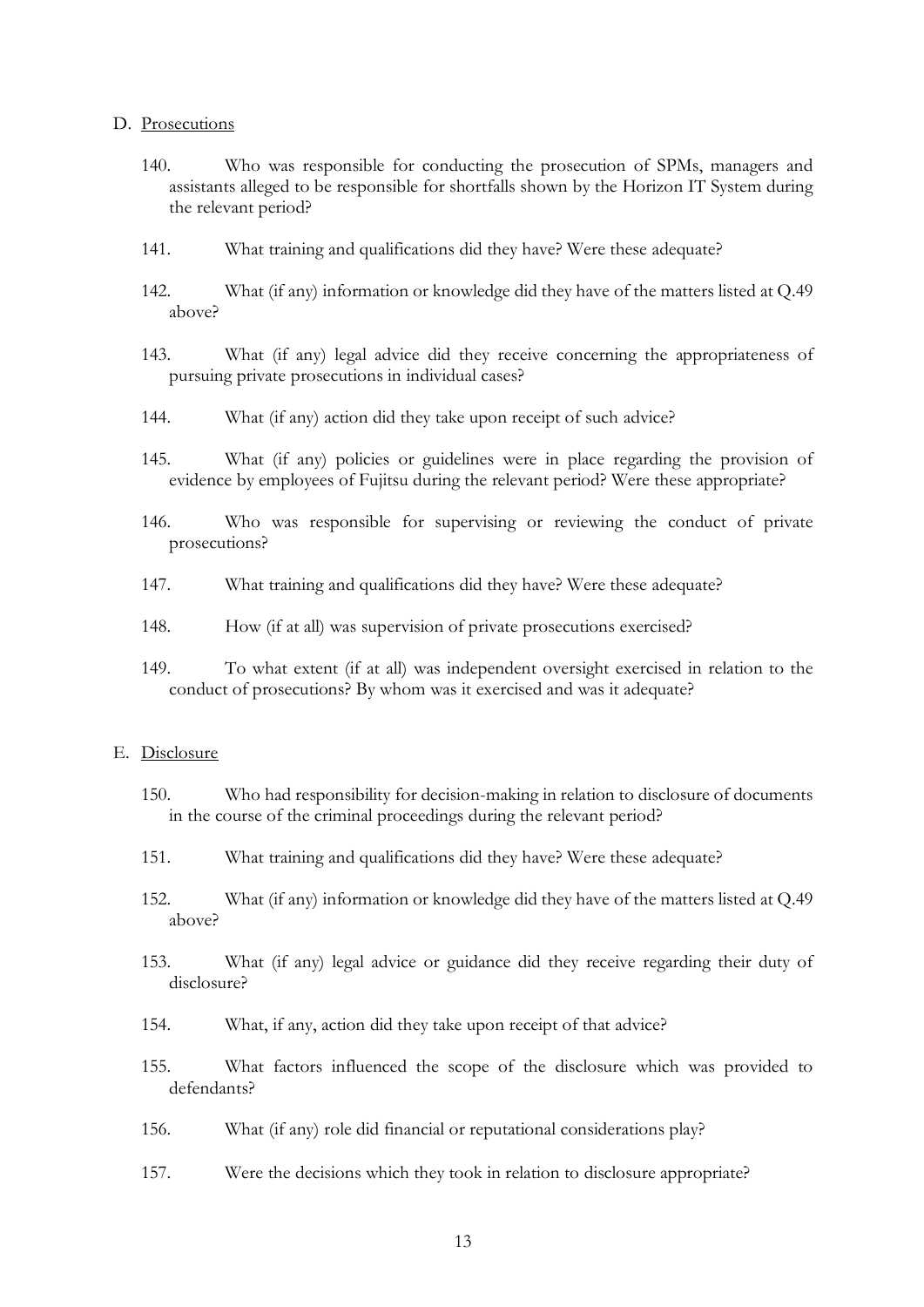D. Prosecutions

140. Who was responsible for conducting the prosecution of SPMs, managers and assistants alleged to be responsible for shortfalls shown by the Horizon IT System during the relevant period?

141. What training and qualifications did they have? Were these adequate?

142. What (if any) information or knowledge did they have of the matters listed at Q.49 above?

143. What (if any) legal advice did they receive concerning the appropriateness of pursuing private prosecutions in individual cases?

144. What (if any) action did they take upon receipt of such advice?

145. What (if any) policies or guidelines were in place regarding the provision of evidence by employees of Fujitsu during the relevant period? Were these appropriate?

146. Who was responsible for supervising or reviewing the conduct of private prosecutions?

147. What training and qualifications did they have? Were these adequate?

148. How (if at all) was supervision of private prosecutions exercised?

149. To what extent (if at all) was independent oversight exercised in relation to the conduct of prosecutions? By whom was it exercised and was it adequate?

E. Disclosure

150. Who had responsibility for decision-making in relation to disclosure of documents in the course of the criminal proceedings during the relevant period?

151. What training and qualifications did they have? Were these adequate?

152. What (if any) information or knowledge did they have of the matters listed at Q.49 above?

153. What (if any) legal advice or guidance did they receive regarding their duty of disclosure?

154. What, if any, action did they take upon receipt of that advice?

155. What factors influenced the scope of the disclosure which was provided to defendants?

156. What (if any) role did financial or reputational considerations play?

157. Were the decisions which they took in relation to disclosure appropriate?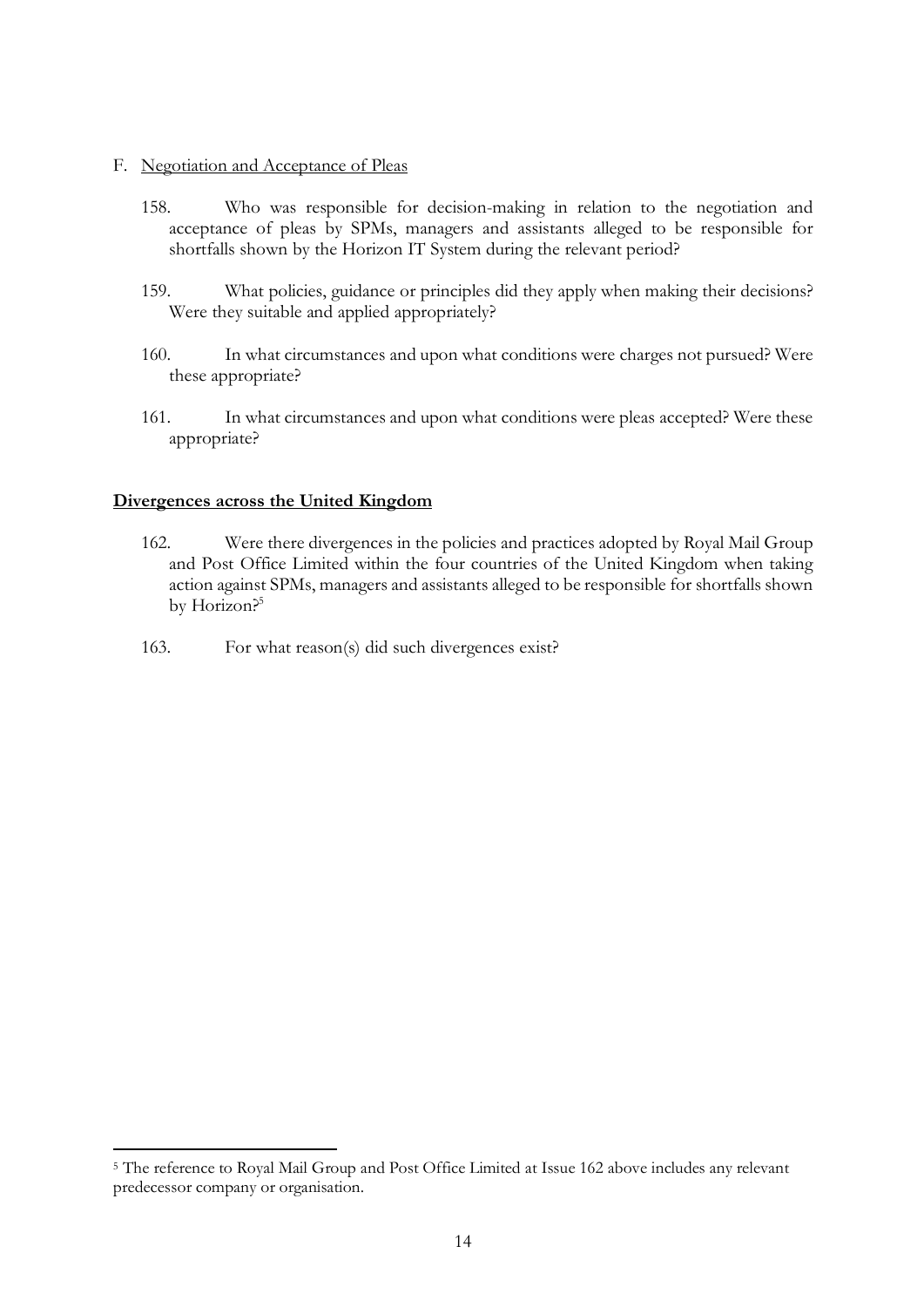## F. Negotiation and Acceptance of Pleas

158. Who was responsible for decision-making in relation to the negotiation and acceptance of pleas by SPMs, managers and assistants alleged to be responsible for shortfalls shown by the Horizon IT System during the relevant period?

159. What policies, guidance or principles did they apply when making their decisions? Were they suitable and applied appropriately?

160. In what circumstances and upon what conditions were charges not pursued? Were these appropriate?

161. In what circumstances and upon what conditions were pleas accepted? Were these appropriate?

## **Divergences across the United Kingdom**

162. Were there divergences in the policies and practices adopted by Royal Mail Group and Post Office Limited within the four countries of the United Kingdom when taking action against SPMs, managers and assistants alleged to be responsible for shortfalls shown by Horizon?[5]

163. For what reason(s) did such divergences exist?

---

[5] The reference to Royal Mail Group and Post Office Limited at Issue 162 above includes any relevant predecessor company or organisation.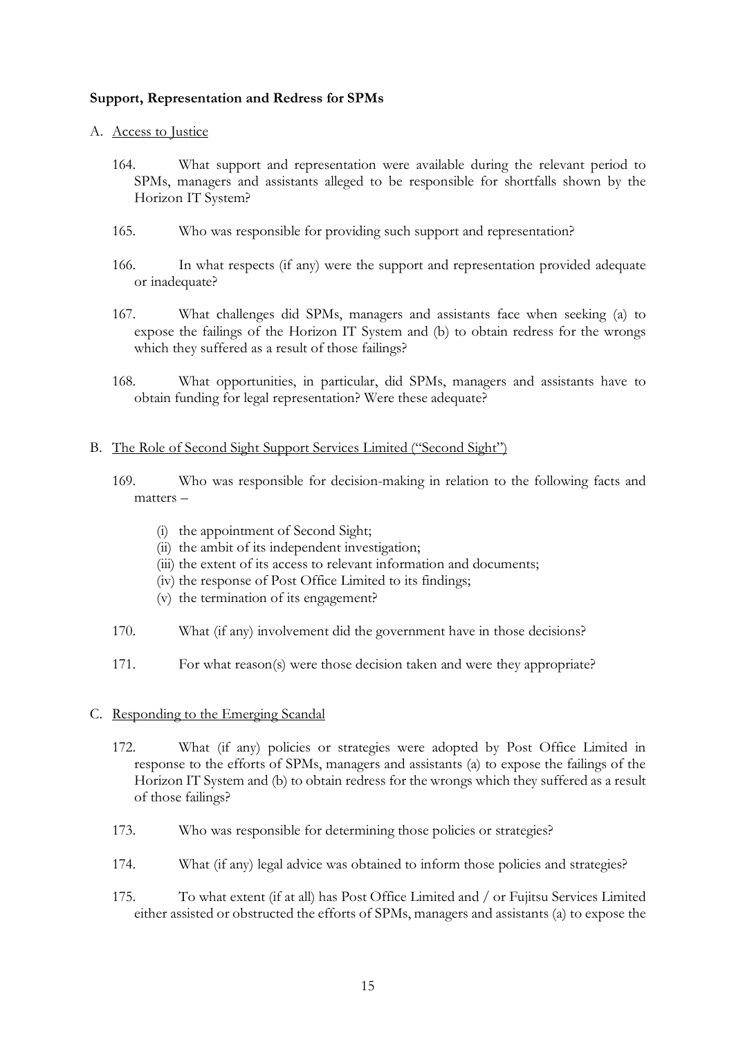**Support, Representation and Redress for SPMs**

A. <u>Access to Justice</u>

164. What support and representation were available during the relevant period to SPMs, managers and assistants alleged to be responsible for shortfalls shown by the Horizon IT System?

165. Who was responsible for providing such support and representation?

166. In what respects (if any) were the support and representation provided adequate or inadequate?

167. What challenges did SPMs, managers and assistants face when seeking (a) to expose the failings of the Horizon IT System and (b) to obtain redress for the wrongs which they suffered as a result of those failings?

168. What opportunities, in particular, did SPMs, managers and assistants have to obtain funding for legal representation? Were these adequate?

B. <u>The Role of Second Sight Support Services Limited ("Second Sight")</u>

169. Who was responsible for decision-making in relation to the following facts and matters –

(i) the appointment of Second Sight;
(ii) the ambit of its independent investigation;
(iii) the extent of its access to relevant information and documents;
(iv) the response of Post Office Limited to its findings;
(v) the termination of its engagement?

170. What (if any) involvement did the government have in those decisions?

171. For what reason(s) were those decision taken and were they appropriate?

C. <u>Responding to the Emerging Scandal</u>

172. What (if any) policies or strategies were adopted by Post Office Limited in response to the efforts of SPMs, managers and assistants (a) to expose the failings of the Horizon IT System and (b) to obtain redress for the wrongs which they suffered as a result of those failings?

173. Who was responsible for determining those policies or strategies?

174. What (if any) legal advice was obtained to inform those policies and strategies?

175. To what extent (if at all) has Post Office Limited and / or Fujitsu Services Limited either assisted or obstructed the efforts of SPMs, managers and assistants (a) to expose the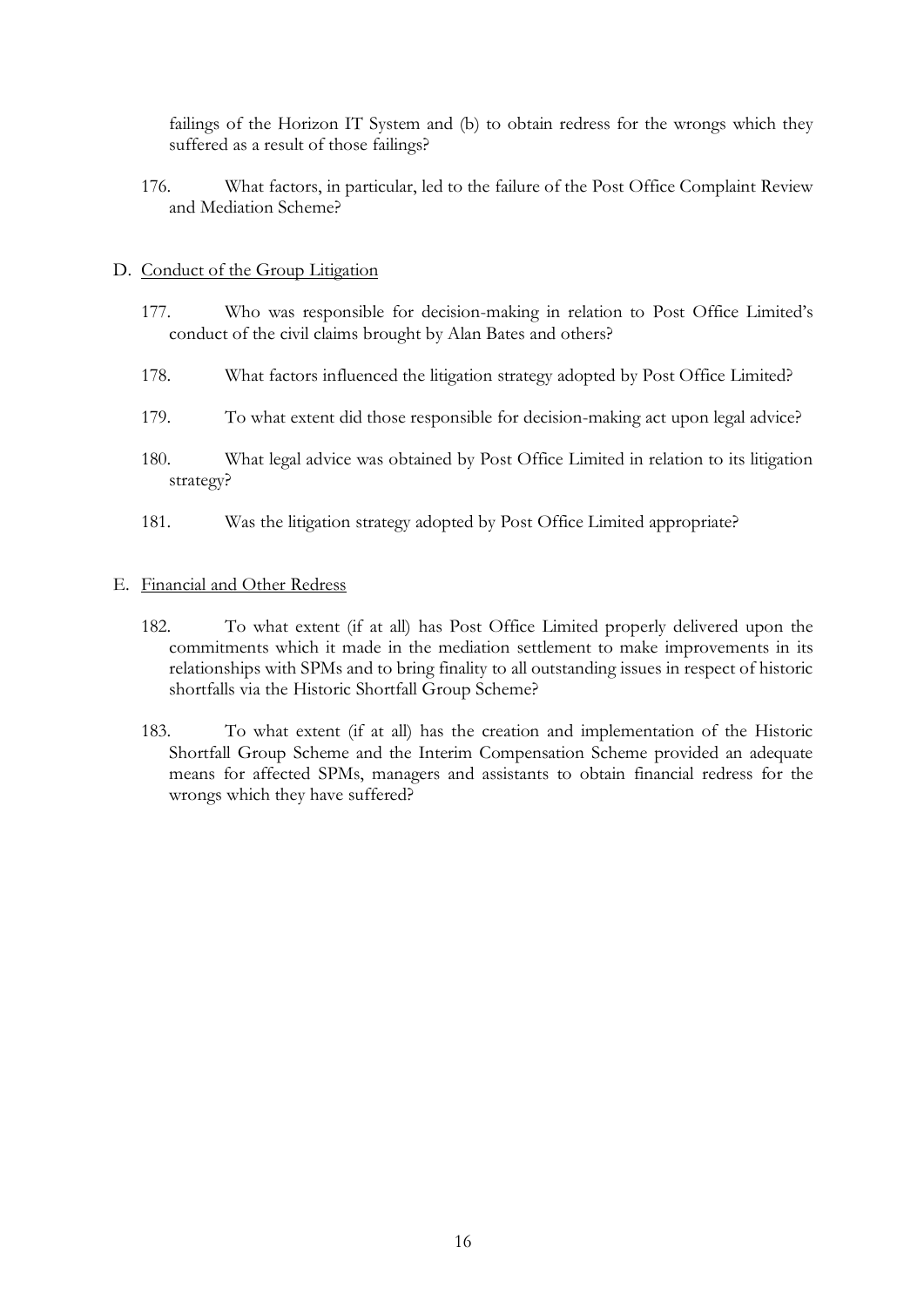failings of the Horizon IT System and (b) to obtain redress for the wrongs which they suffered as a result of those failings?

176. What factors, in particular, led to the failure of the Post Office Complaint Review and Mediation Scheme?

D. Conduct of the Group Litigation

177. Who was responsible for decision-making in relation to Post Office Limited's conduct of the civil claims brought by Alan Bates and others?

178. What factors influenced the litigation strategy adopted by Post Office Limited?

179. To what extent did those responsible for decision-making act upon legal advice?

180. What legal advice was obtained by Post Office Limited in relation to its litigation strategy?

181. Was the litigation strategy adopted by Post Office Limited appropriate?

E. Financial and Other Redress

182. To what extent (if at all) has Post Office Limited properly delivered upon the commitments which it made in the mediation settlement to make improvements in its relationships with SPMs and to bring finality to all outstanding issues in respect of historic shortfalls via the Historic Shortfall Group Scheme?

183. To what extent (if at all) has the creation and implementation of the Historic Shortfall Group Scheme and the Interim Compensation Scheme provided an adequate means for affected SPMs, managers and assistants to obtain financial redress for the wrongs which they have suffered?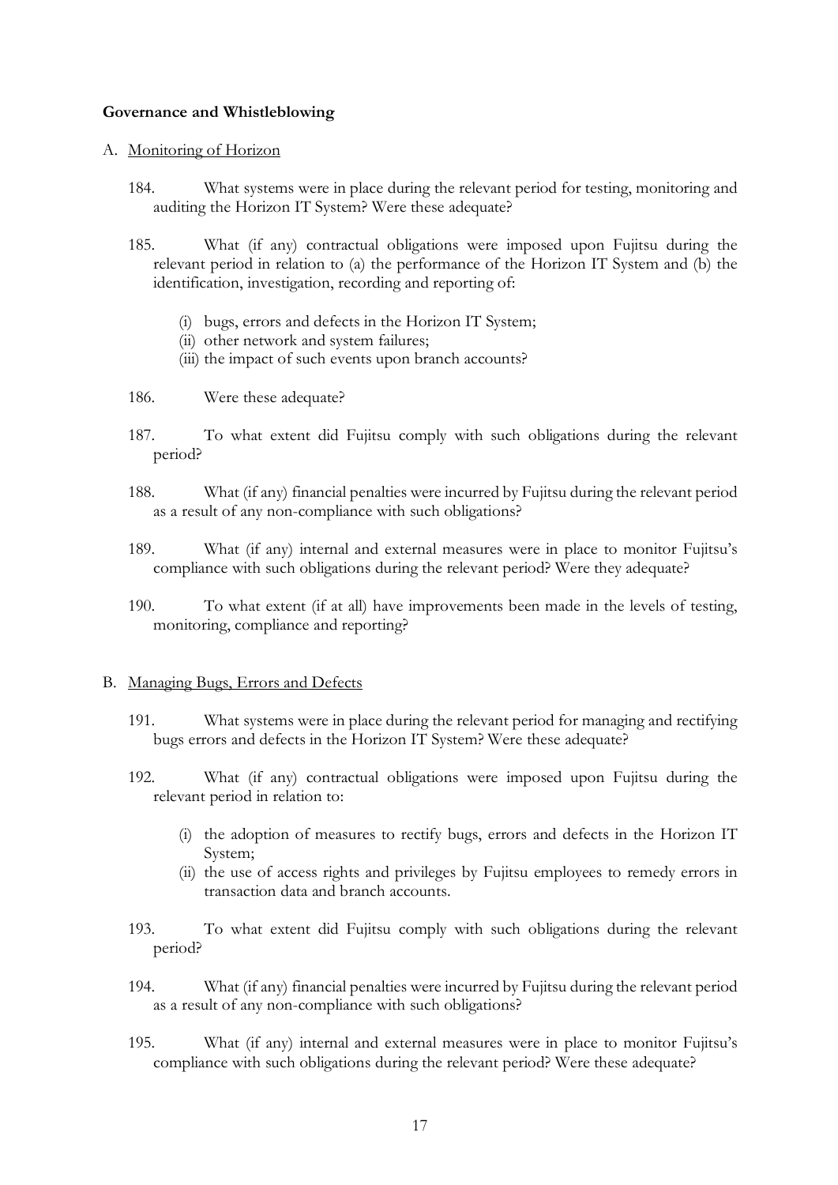**Governance and Whistleblowing**

A. Monitoring of Horizon

184. What systems were in place during the relevant period for testing, monitoring and auditing the Horizon IT System? Were these adequate?

185. What (if any) contractual obligations were imposed upon Fujitsu during the relevant period in relation to (a) the performance of the Horizon IT System and (b) the identification, investigation, recording and reporting of:

   (i) bugs, errors and defects in the Horizon IT System;
   (ii) other network and system failures;
   (iii) the impact of such events upon branch accounts?

186. Were these adequate?

187. To what extent did Fujitsu comply with such obligations during the relevant period?

188. What (if any) financial penalties were incurred by Fujitsu during the relevant period as a result of any non-compliance with such obligations?

189. What (if any) internal and external measures were in place to monitor Fujitsu's compliance with such obligations during the relevant period? Were they adequate?

190. To what extent (if at all) have improvements been made in the levels of testing, monitoring, compliance and reporting?

B. Managing Bugs, Errors and Defects

191. What systems were in place during the relevant period for managing and rectifying bugs errors and defects in the Horizon IT System? Were these adequate?

192. What (if any) contractual obligations were imposed upon Fujitsu during the relevant period in relation to:

   (i) the adoption of measures to rectify bugs, errors and defects in the Horizon IT System;
   (ii) the use of access rights and privileges by Fujitsu employees to remedy errors in transaction data and branch accounts.

193. To what extent did Fujitsu comply with such obligations during the relevant period?

194. What (if any) financial penalties were incurred by Fujitsu during the relevant period as a result of any non-compliance with such obligations?

195. What (if any) internal and external measures were in place to monitor Fujitsu's compliance with such obligations during the relevant period? Were these adequate?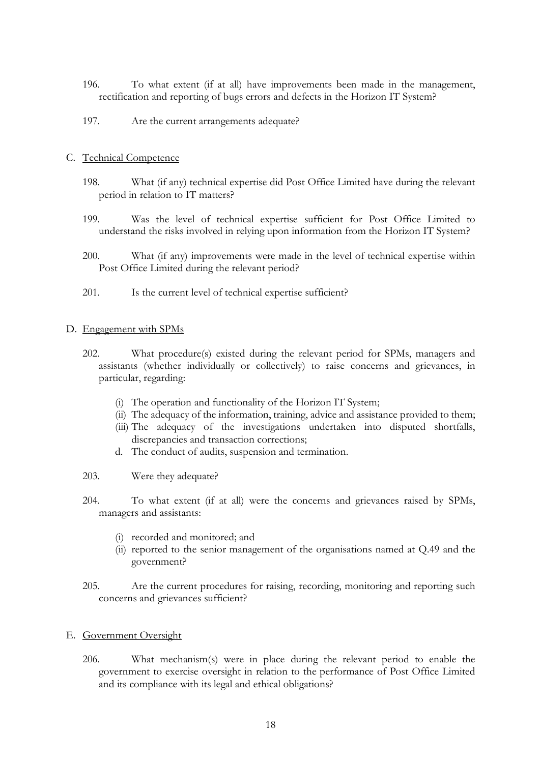196. To what extent (if at all) have improvements been made in the management, rectification and reporting of bugs errors and defects in the Horizon IT System?

197. Are the current arrangements adequate?

C. Technical Competence

198. What (if any) technical expertise did Post Office Limited have during the relevant period in relation to IT matters?

199. Was the level of technical expertise sufficient for Post Office Limited to understand the risks involved in relying upon information from the Horizon IT System?

200. What (if any) improvements were made in the level of technical expertise within Post Office Limited during the relevant period?

201. Is the current level of technical expertise sufficient?

D. Engagement with SPMs

202. What procedure(s) existed during the relevant period for SPMs, managers and assistants (whether individually or collectively) to raise concerns and grievances, in particular, regarding:

(i) The operation and functionality of the Horizon IT System;
(ii) The adequacy of the information, training, advice and assistance provided to them;
(iii) The adequacy of the investigations undertaken into disputed shortfalls, discrepancies and transaction corrections;
d. The conduct of audits, suspension and termination.

203. Were they adequate?

204. To what extent (if at all) were the concerns and grievances raised by SPMs, managers and assistants:

(i) recorded and monitored; and
(ii) reported to the senior management of the organisations named at Q.49 and the government?

205. Are the current procedures for raising, recording, monitoring and reporting such concerns and grievances sufficient?

E. Government Oversight

206. What mechanism(s) were in place during the relevant period to enable the government to exercise oversight in relation to the performance of Post Office Limited and its compliance with its legal and ethical obligations?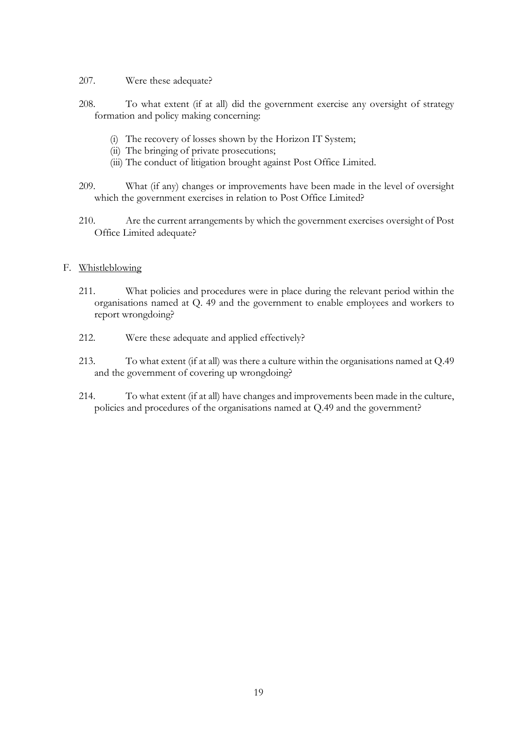207. Were these adequate?

208. To what extent (if at all) did the government exercise any oversight of strategy formation and policy making concerning:

   (i) The recovery of losses shown by the Horizon IT System;
   (ii) The bringing of private prosecutions;
   (iii) The conduct of litigation brought against Post Office Limited.

209. What (if any) changes or improvements have been made in the level of oversight which the government exercises in relation to Post Office Limited?

210. Are the current arrangements by which the government exercises oversight of Post Office Limited adequate?

F. <u>Whistleblowing</u>

211. What policies and procedures were in place during the relevant period within the organisations named at Q. 49 and the government to enable employees and workers to report wrongdoing?

212. Were these adequate and applied effectively?

213. To what extent (if at all) was there a culture within the organisations named at Q.49 and the government of covering up wrongdoing?

214. To what extent (if at all) have changes and improvements been made in the culture, policies and procedures of the organisations named at Q.49 and the government?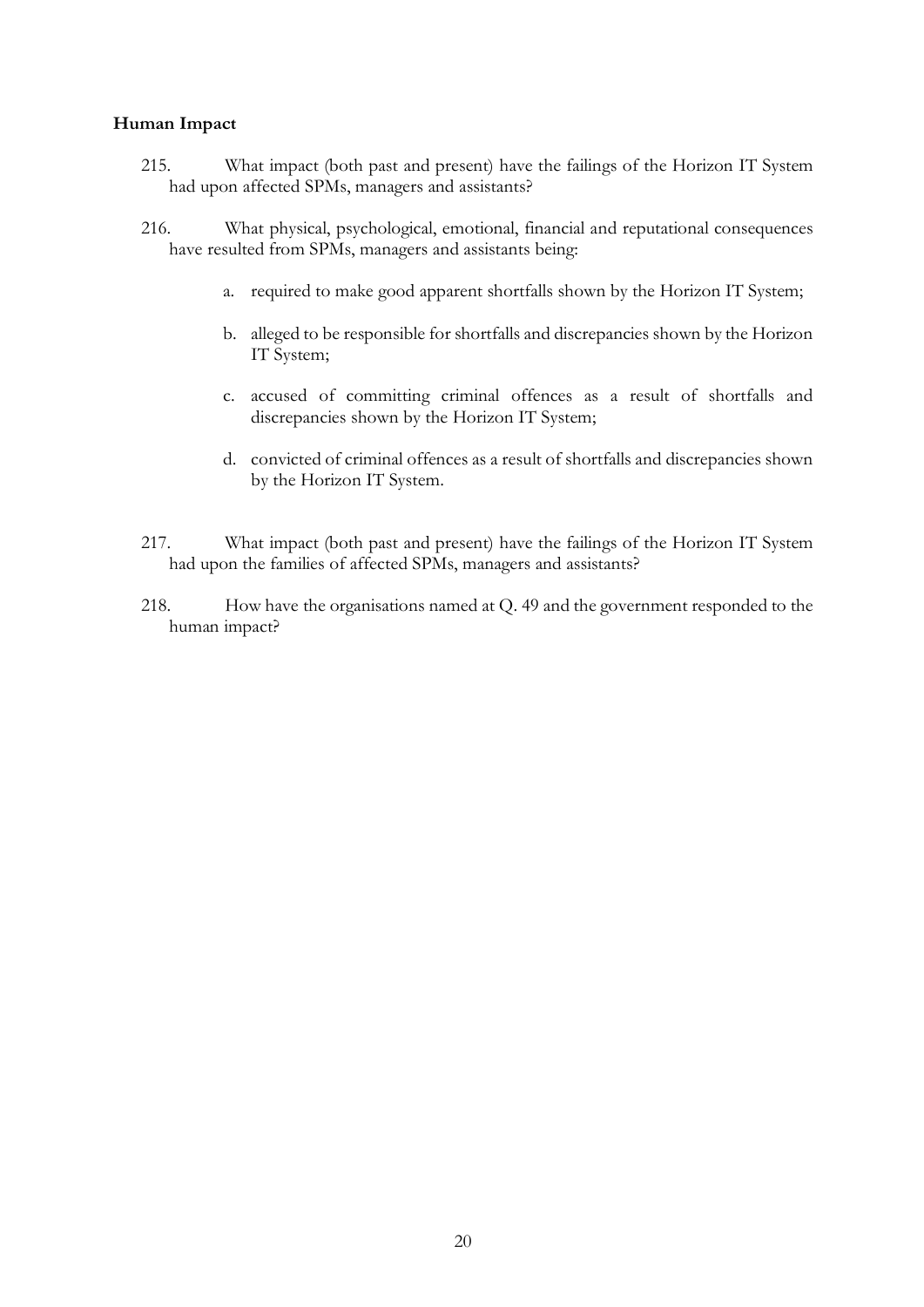**Human Impact**

215. What impact (both past and present) have the failings of the Horizon IT System had upon affected SPMs, managers and assistants?

216. What physical, psychological, emotional, financial and reputational consequences have resulted from SPMs, managers and assistants being:

  a. required to make good apparent shortfalls shown by the Horizon IT System;

  b. alleged to be responsible for shortfalls and discrepancies shown by the Horizon IT System;

  c. accused of committing criminal offences as a result of shortfalls and discrepancies shown by the Horizon IT System;

  d. convicted of criminal offences as a result of shortfalls and discrepancies shown by the Horizon IT System.

217. What impact (both past and present) have the failings of the Horizon IT System had upon the families of affected SPMs, managers and assistants?

218. How have the organisations named at Q. 49 and the government responded to the human impact?